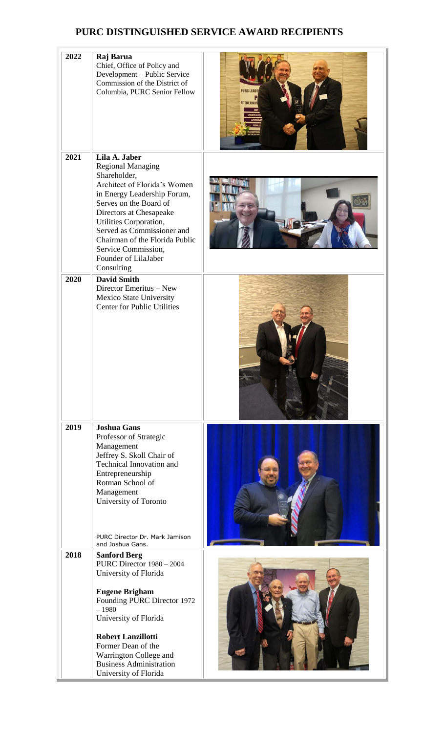# PURC DISTINGUISHED SERVICE AWARD RECIPIENTS

| Year | Recipient | |
|---|---|---|
| 2022 | **Raj Barua**<br>Chief, Office of Policy and Development – Public Service Commission of the District of Columbia, PURC Senior Fellow | |
| 2021 | **Lila A. Jaber**<br>Regional Managing Shareholder,<br>Architect of Florida's Women in Energy Leadership Forum,<br>Serves on the Board of Directors at Chesapeake Utilities Corporation,<br>Served as Commissioner and Chairman of the Florida Public Service Commission,<br>Founder of LilaJaber Consulting | |
| 2020 | **David Smith**<br>Director Emeritus – New Mexico State University Center for Public Utilities | |
| 2019 | **Joshua Gans**<br>Professor of Strategic Management<br>Jeffrey S. Skoll Chair of Technical Innovation and Entrepreneurship<br>Rotman School of Management<br>University of Toronto<br><br>PURC Director Dr. Mark Jamison and Joshua Gans. | |
| 2018 | **Sanford Berg**<br>PURC Director 1980 – 2004<br>University of Florida<br><br>**Eugene Brigham**<br>Founding PURC Director 1972 – 1980<br>University of Florida<br><br>**Robert Lanzillotti**<br>Former Dean of the Warrington College and Business Administration<br>University of Florida | |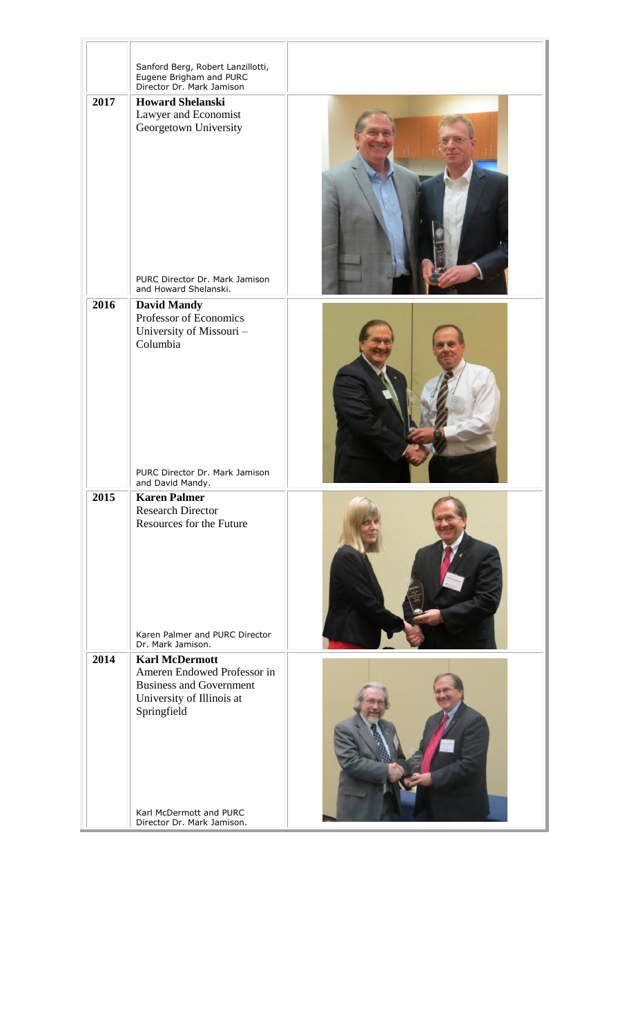| | | |
|---|---|---|
| | Sanford Berg, Robert Lanzillotti, Eugene Brigham and PURC Director Dr. Mark Jamison | |
| **2017** | **Howard Shelanski**<br>Lawyer and Economist<br>Georgetown University<br><br>PURC Director Dr. Mark Jamison and Howard Shelanski. | |
| **2016** | **David Mandy**<br>Professor of Economics<br>University of Missouri – Columbia<br><br>PURC Director Dr. Mark Jamison and David Mandy. | |
| **2015** | **Karen Palmer**<br>Research Director<br>Resources for the Future<br><br>Karen Palmer and PURC Director Dr. Mark Jamison. | |
| **2014** | **Karl McDermott**<br>Ameren Endowed Professor in Business and Government<br>University of Illinois at Springfield<br><br>Karl McDermott and PURC Director Dr. Mark Jamison. | |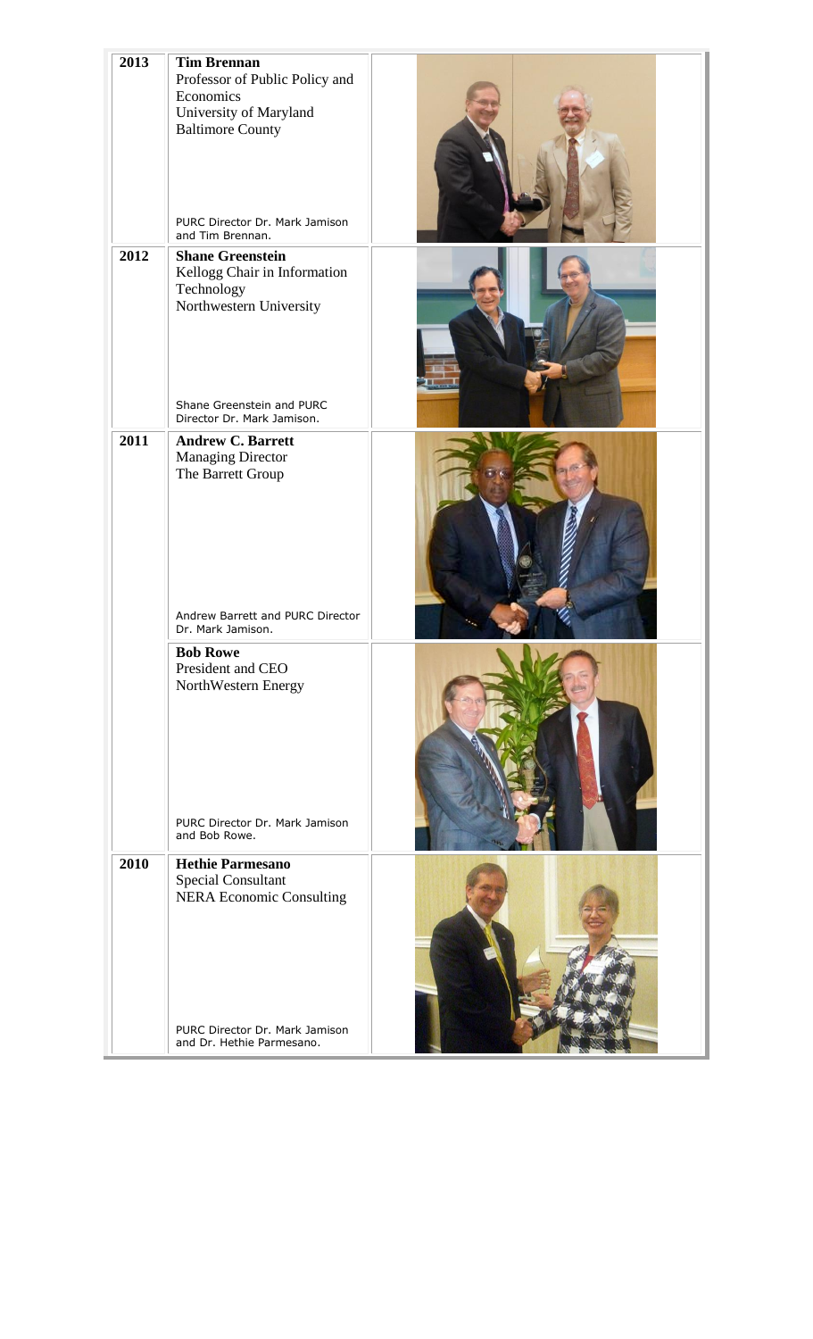| | | |
|---|---|---|
| **2013** | **Tim Brennan**<br>Professor of Public Policy and Economics<br>University of Maryland Baltimore County<br><br>PURC Director Dr. Mark Jamison and Tim Brennan. | |
| **2012** | **Shane Greenstein**<br>Kellogg Chair in Information Technology<br>Northwestern University<br><br>Shane Greenstein and PURC Director Dr. Mark Jamison. | |
| **2011** | **Andrew C. Barrett**<br>Managing Director<br>The Barrett Group<br><br>Andrew Barrett and PURC Director Dr. Mark Jamison. | |
| | **Bob Rowe**<br>President and CEO<br>NorthWestern Energy<br><br>PURC Director Dr. Mark Jamison and Bob Rowe. | |
| **2010** | **Hethie Parmesano**<br>Special Consultant<br>NERA Economic Consulting<br><br>PURC Director Dr. Mark Jamison and Dr. Hethie Parmesano. | |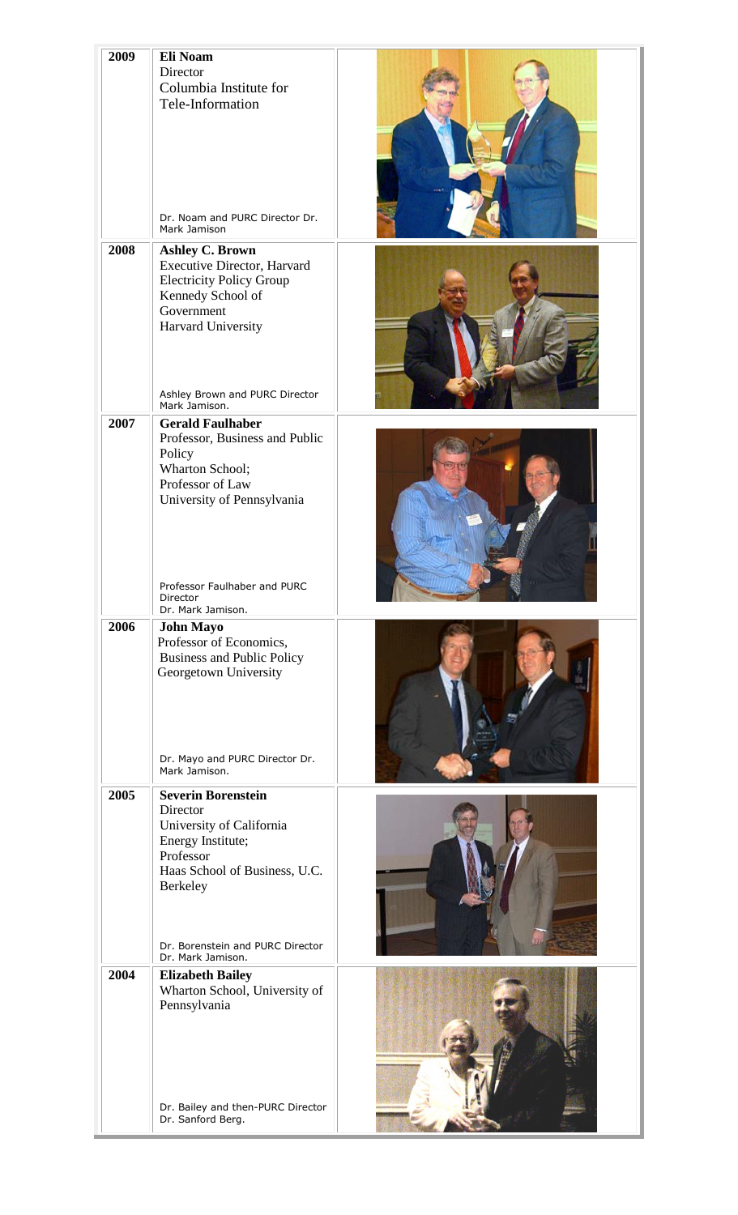| | | |
|---|---|---|
| 2009 | **Eli Noam**<br>Director<br>Columbia Institute for Tele-Information<br><br>Dr. Noam and PURC Director Dr. Mark Jamison | |
| 2008 | **Ashley C. Brown**<br>Executive Director, Harvard Electricity Policy Group<br>Kennedy School of Government<br>Harvard University<br><br>Ashley Brown and PURC Director Mark Jamison. | |
| 2007 | **Gerald Faulhaber**<br>Professor, Business and Public Policy<br>Wharton School;<br>Professor of Law<br>University of Pennsylvania<br><br>Professor Faulhaber and PURC Director<br>Dr. Mark Jamison. | |
| 2006 | **John Mayo**<br>Professor of Economics, Business and Public Policy<br>Georgetown University<br><br>Dr. Mayo and PURC Director Dr. Mark Jamison. | |
| 2005 | **Severin Borenstein**<br>Director<br>University of California Energy Institute;<br>Professor<br>Haas School of Business, U.C. Berkeley<br><br>Dr. Borenstein and PURC Director Dr. Mark Jamison. | |
| 2004 | **Elizabeth Bailey**<br>Wharton School, University of Pennsylvania<br><br>Dr. Bailey and then-PURC Director Dr. Sanford Berg. | |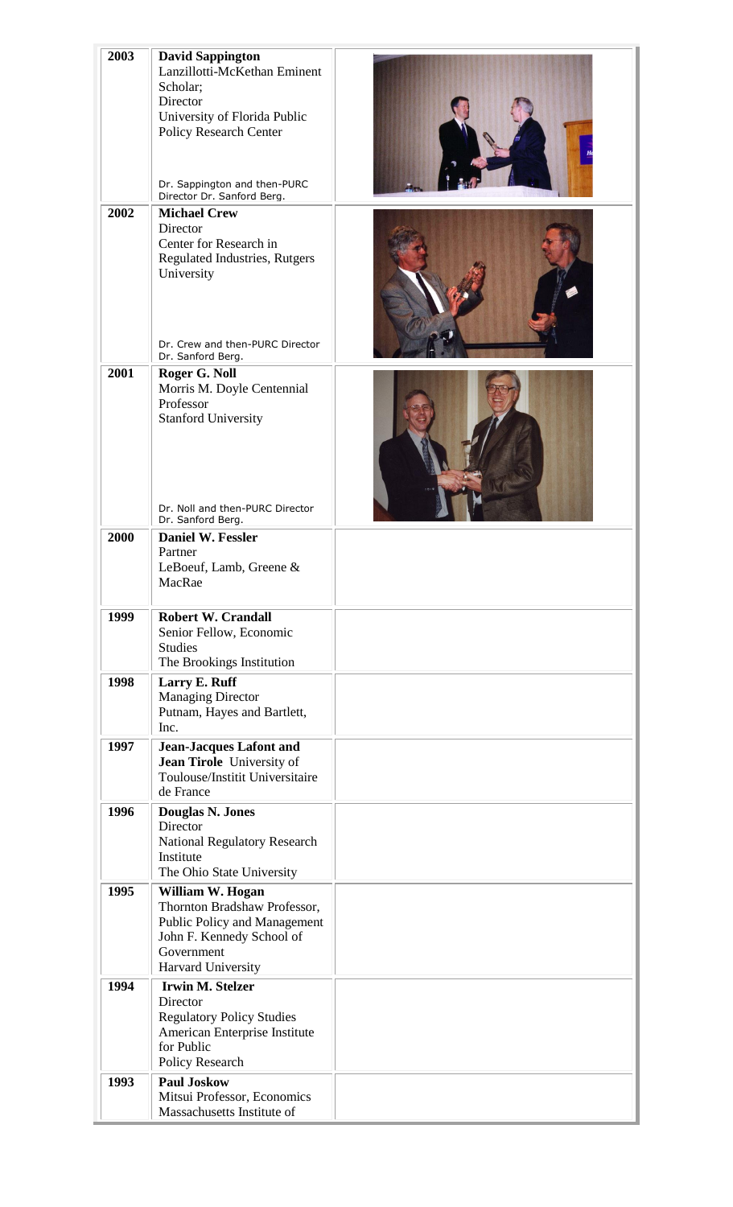| | | |
|---|---|---|
| **2003** | **David Sappington**<br>Lanzillotti-McKethan Eminent Scholar;<br>Director<br>University of Florida Public Policy Research Center<br><br>Dr. Sappington and then-PURC Director Dr. Sanford Berg. | |
| **2002** | **Michael Crew**<br>Director<br>Center for Research in Regulated Industries, Rutgers University<br><br>Dr. Crew and then-PURC Director Dr. Sanford Berg. | |
| **2001** | **Roger G. Noll**<br>Morris M. Doyle Centennial Professor<br>Stanford University<br><br>Dr. Noll and then-PURC Director Dr. Sanford Berg. | |
| **2000** | **Daniel W. Fessler**<br>Partner<br>LeBoeuf, Lamb, Greene & MacRae | |
| **1999** | **Robert W. Crandall**<br>Senior Fellow, Economic Studies<br>The Brookings Institution | |
| **1998** | **Larry E. Ruff**<br>Managing Director<br>Putnam, Hayes and Bartlett, Inc. | |
| **1997** | **Jean-Jacques Lafont and Jean Tirole** University of Toulouse/Institit Universitaire de France | |
| **1996** | **Douglas N. Jones**<br>Director<br>National Regulatory Research Institute<br>The Ohio State University | |
| **1995** | **William W. Hogan**<br>Thornton Bradshaw Professor, Public Policy and Management<br>John F. Kennedy School of Government<br>Harvard University | |
| **1994** | **Irwin M. Stelzer**<br>Director<br>Regulatory Policy Studies<br>American Enterprise Institute for Public<br>Policy Research | |
| **1993** | **Paul Joskow**<br>Mitsui Professor, Economics<br>Massachusetts Institute of | |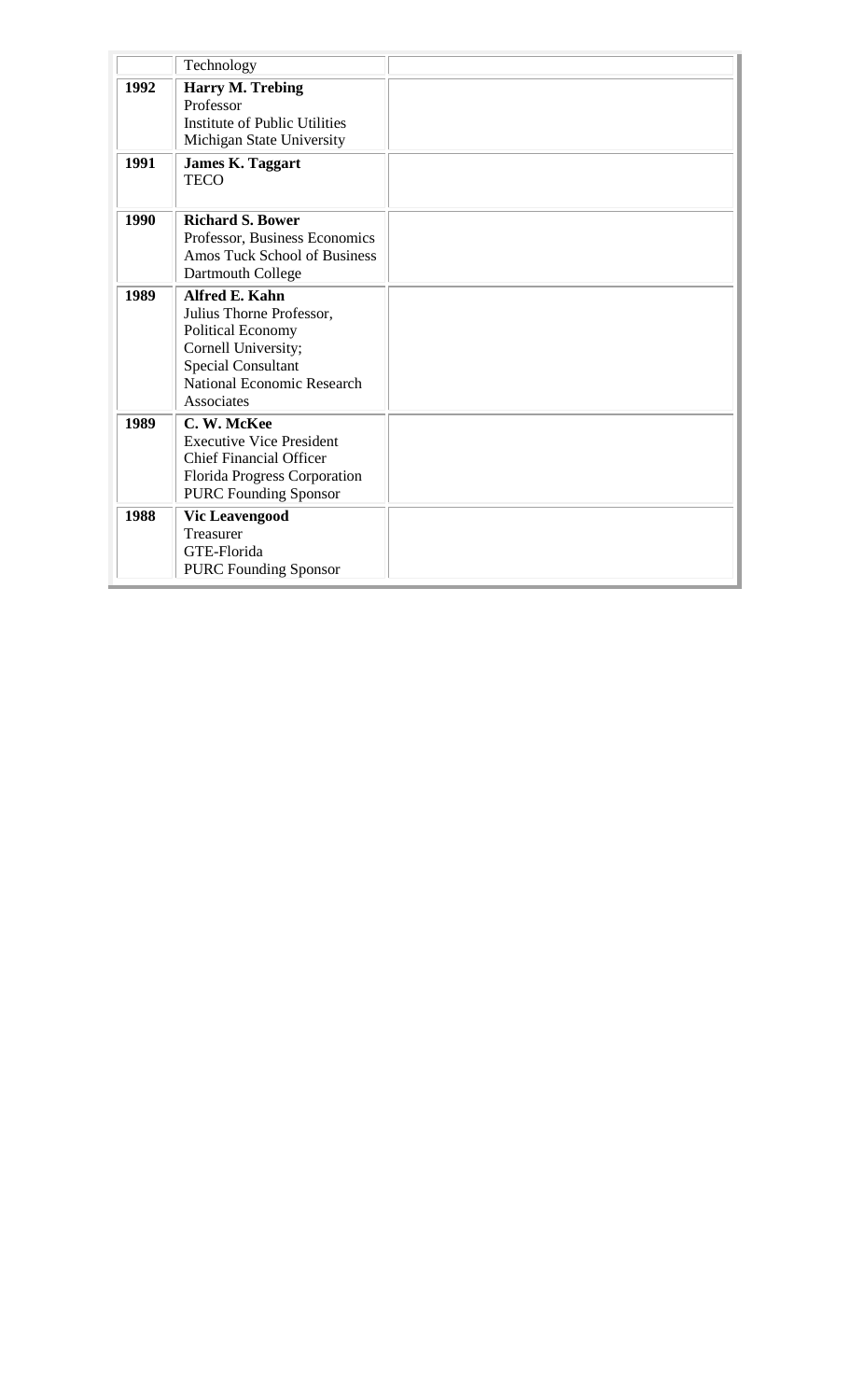| | | |
|---|---|---|
| | Technology | |
| **1992** | **Harry M. Trebing**<br>Professor<br>Institute of Public Utilities<br>Michigan State University | |
| **1991** | **James K. Taggart**<br>TECO | |
| **1990** | **Richard S. Bower**<br>Professor, Business Economics<br>Amos Tuck School of Business<br>Dartmouth College | |
| **1989** | **Alfred E. Kahn**<br>Julius Thorne Professor,<br>Political Economy<br>Cornell University;<br>Special Consultant<br>National Economic Research<br>Associates | |
| **1989** | **C. W. McKee**<br>Executive Vice President<br>Chief Financial Officer<br>Florida Progress Corporation<br>PURC Founding Sponsor | |
| **1988** | **Vic Leavengood**<br>Treasurer<br>GTE-Florida<br>PURC Founding Sponsor | |